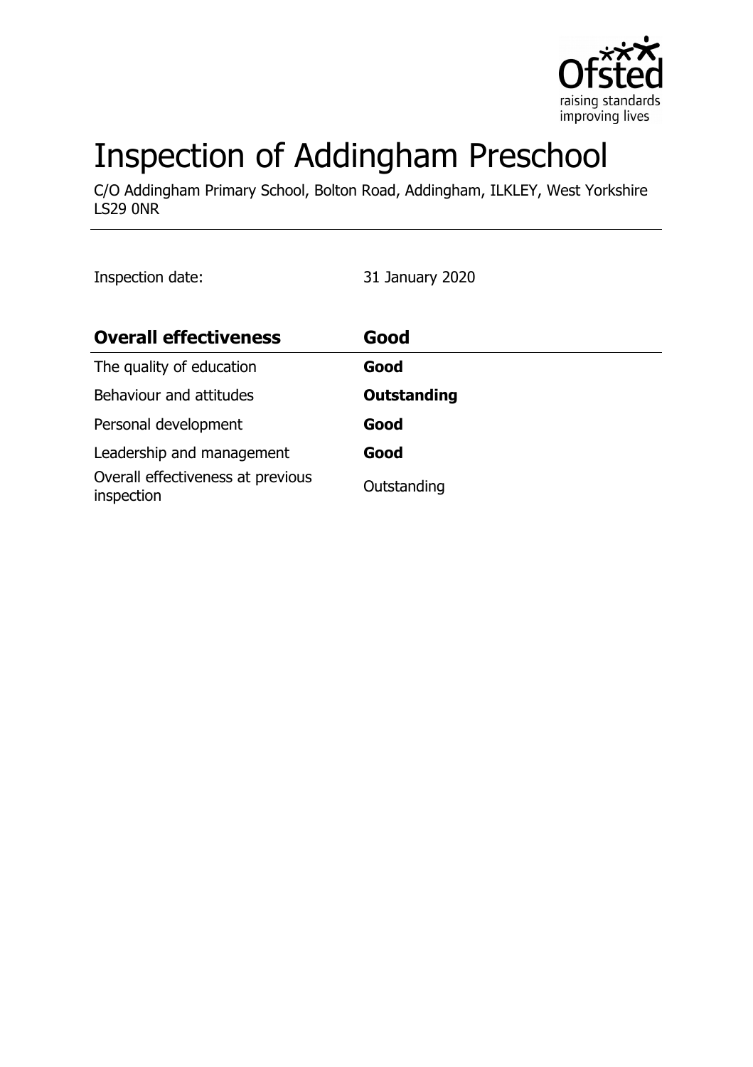# Inspection of Addingham Preschool

C/O Addingham Primary School, Bolton Road, Addingham, ILKLEY, West Yorkshire LS29 0NR

Inspection date: 31 January 2020

| **Overall effectiveness** | **Good** |
|---|---|
| The quality of education | **Good** |
| Behaviour and attitudes | **Outstanding** |
| Personal development | **Good** |
| Leadership and management | **Good** |
| Overall effectiveness at previous inspection | Outstanding |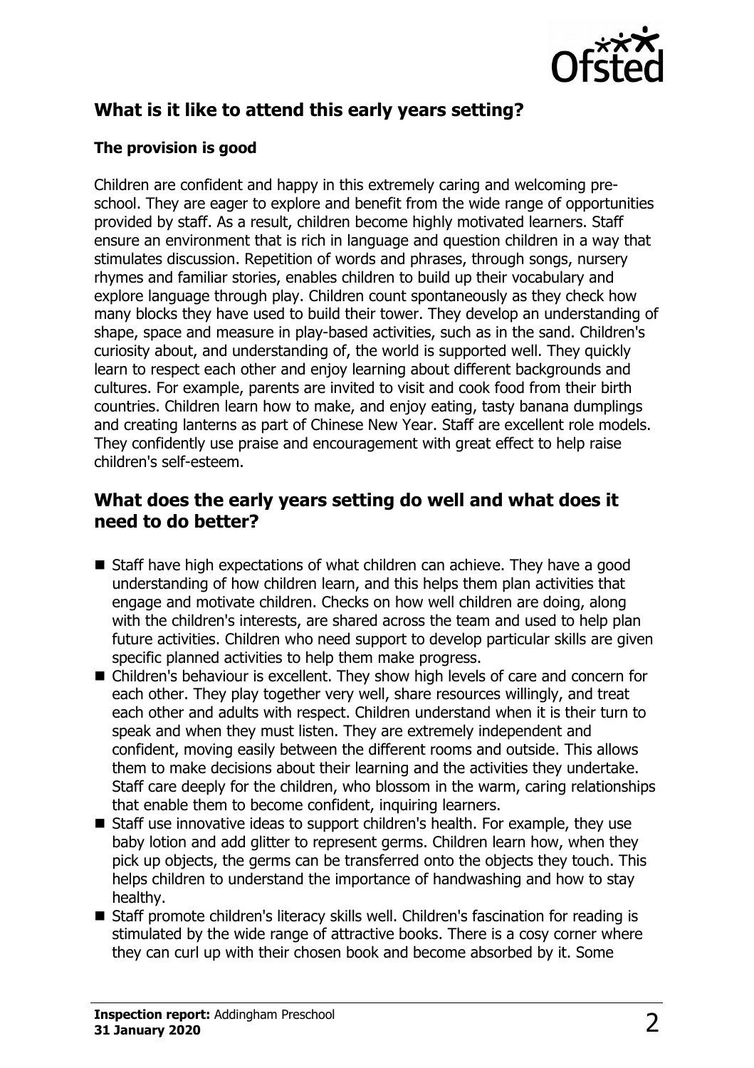## What is it like to attend this early years setting?

### The provision is good

Children are confident and happy in this extremely caring and welcoming pre-school. They are eager to explore and benefit from the wide range of opportunities provided by staff. As a result, children become highly motivated learners. Staff ensure an environment that is rich in language and question children in a way that stimulates discussion. Repetition of words and phrases, through songs, nursery rhymes and familiar stories, enables children to build up their vocabulary and explore language through play. Children count spontaneously as they check how many blocks they have used to build their tower. They develop an understanding of shape, space and measure in play-based activities, such as in the sand. Children's curiosity about, and understanding of, the world is supported well. They quickly learn to respect each other and enjoy learning about different backgrounds and cultures. For example, parents are invited to visit and cook food from their birth countries. Children learn how to make, and enjoy eating, tasty banana dumplings and creating lanterns as part of Chinese New Year. Staff are excellent role models. They confidently use praise and encouragement with great effect to help raise children's self-esteem.

## What does the early years setting do well and what does it need to do better?

- Staff have high expectations of what children can achieve. They have a good understanding of how children learn, and this helps them plan activities that engage and motivate children. Checks on how well children are doing, along with the children's interests, are shared across the team and used to help plan future activities. Children who need support to develop particular skills are given specific planned activities to help them make progress.
- Children's behaviour is excellent. They show high levels of care and concern for each other. They play together very well, share resources willingly, and treat each other and adults with respect. Children understand when it is their turn to speak and when they must listen. They are extremely independent and confident, moving easily between the different rooms and outside. This allows them to make decisions about their learning and the activities they undertake. Staff care deeply for the children, who blossom in the warm, caring relationships that enable them to become confident, inquiring learners.
- Staff use innovative ideas to support children's health. For example, they use baby lotion and add glitter to represent germs. Children learn how, when they pick up objects, the germs can be transferred onto the objects they touch. This helps children to understand the importance of handwashing and how to stay healthy.
- Staff promote children's literacy skills well. Children's fascination for reading is stimulated by the wide range of attractive books. There is a cosy corner where they can curl up with their chosen book and become absorbed by it. Some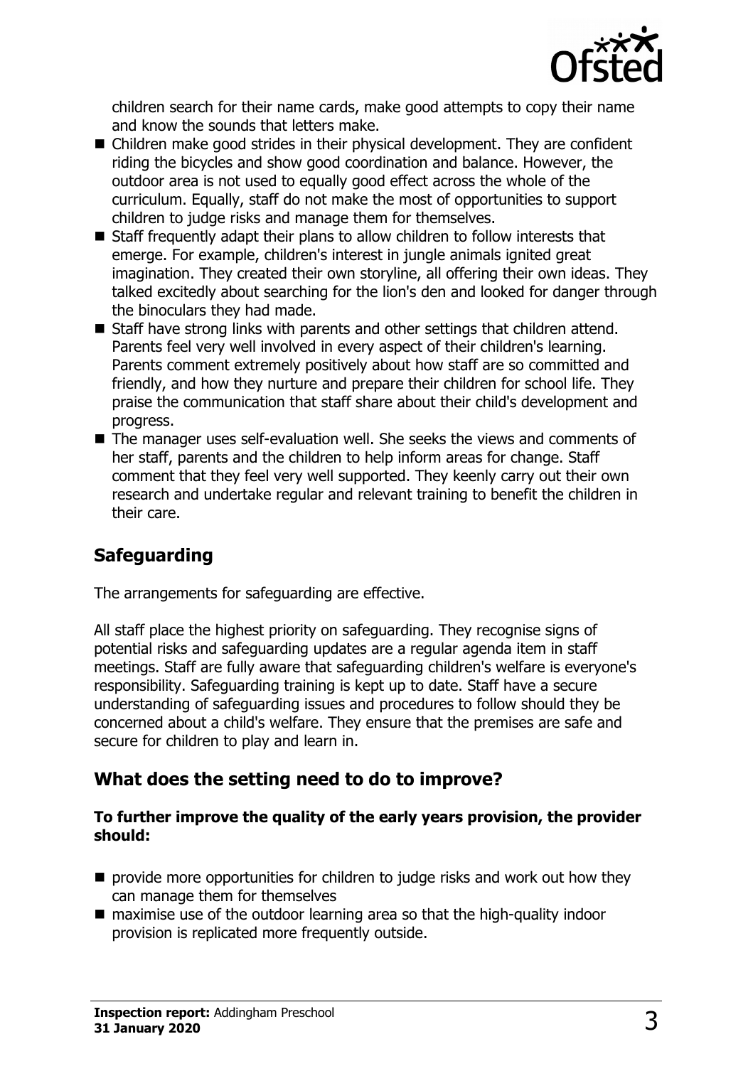children search for their name cards, make good attempts to copy their name and know the sounds that letters make.

- Children make good strides in their physical development. They are confident riding the bicycles and show good coordination and balance. However, the outdoor area is not used to equally good effect across the whole of the curriculum. Equally, staff do not make the most of opportunities to support children to judge risks and manage them for themselves.
- Staff frequently adapt their plans to allow children to follow interests that emerge. For example, children's interest in jungle animals ignited great imagination. They created their own storyline, all offering their own ideas. They talked excitedly about searching for the lion's den and looked for danger through the binoculars they had made.
- Staff have strong links with parents and other settings that children attend. Parents feel very well involved in every aspect of their children's learning. Parents comment extremely positively about how staff are so committed and friendly, and how they nurture and prepare their children for school life. They praise the communication that staff share about their child's development and progress.
- The manager uses self-evaluation well. She seeks the views and comments of her staff, parents and the children to help inform areas for change. Staff comment that they feel very well supported. They keenly carry out their own research and undertake regular and relevant training to benefit the children in their care.

## Safeguarding

The arrangements for safeguarding are effective.

All staff place the highest priority on safeguarding. They recognise signs of potential risks and safeguarding updates are a regular agenda item in staff meetings. Staff are fully aware that safeguarding children's welfare is everyone's responsibility. Safeguarding training is kept up to date. Staff have a secure understanding of safeguarding issues and procedures to follow should they be concerned about a child's welfare. They ensure that the premises are safe and secure for children to play and learn in.

## What does the setting need to do to improve?

**To further improve the quality of the early years provision, the provider should:**

- provide more opportunities for children to judge risks and work out how they can manage them for themselves
- maximise use of the outdoor learning area so that the high-quality indoor provision is replicated more frequently outside.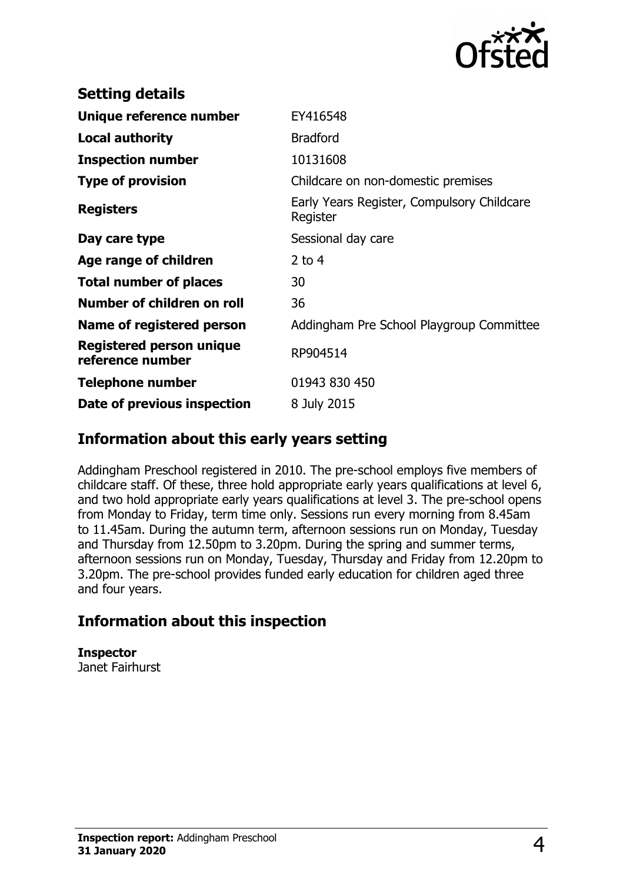## Setting details

| | |
|---|---|
| **Unique reference number** | EY416548 |
| **Local authority** | Bradford |
| **Inspection number** | 10131608 |
| **Type of provision** | Childcare on non-domestic premises |
| **Registers** | Early Years Register, Compulsory Childcare Register |
| **Day care type** | Sessional day care |
| **Age range of children** | 2 to 4 |
| **Total number of places** | 30 |
| **Number of children on roll** | 36 |
| **Name of registered person** | Addingham Pre School Playgroup Committee |
| **Registered person unique reference number** | RP904514 |
| **Telephone number** | 01943 830 450 |
| **Date of previous inspection** | 8 July 2015 |

## Information about this early years setting

Addingham Preschool registered in 2010. The pre-school employs five members of childcare staff. Of these, three hold appropriate early years qualifications at level 6, and two hold appropriate early years qualifications at level 3. The pre-school opens from Monday to Friday, term time only. Sessions run every morning from 8.45am to 11.45am. During the autumn term, afternoon sessions run on Monday, Tuesday and Thursday from 12.50pm to 3.20pm. During the spring and summer terms, afternoon sessions run on Monday, Tuesday, Thursday and Friday from 12.20pm to 3.20pm. The pre-school provides funded early education for children aged three and four years.

## Information about this inspection

**Inspector**
Janet Fairhurst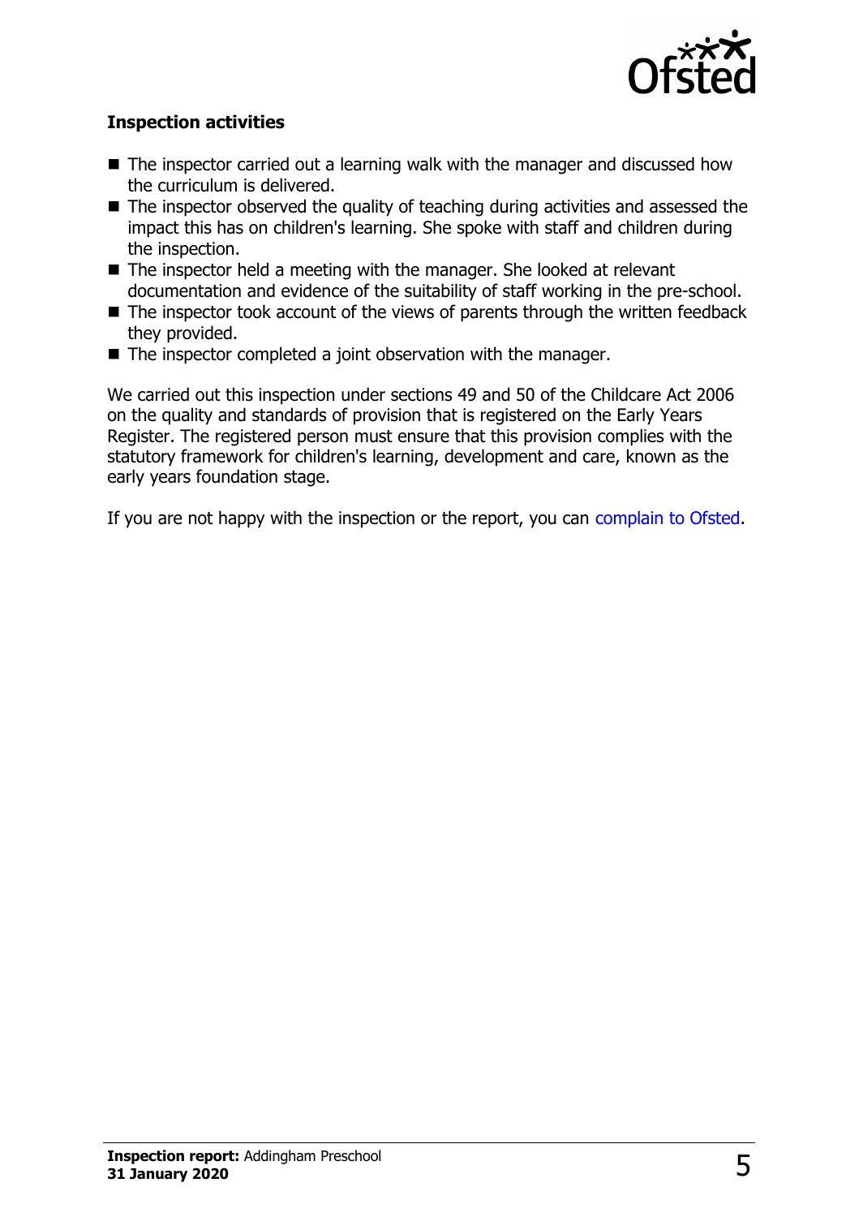### Inspection activities

- The inspector carried out a learning walk with the manager and discussed how the curriculum is delivered.
- The inspector observed the quality of teaching during activities and assessed the impact this has on children's learning. She spoke with staff and children during the inspection.
- The inspector held a meeting with the manager. She looked at relevant documentation and evidence of the suitability of staff working in the pre-school.
- The inspector took account of the views of parents through the written feedback they provided.
- The inspector completed a joint observation with the manager.

We carried out this inspection under sections 49 and 50 of the Childcare Act 2006 on the quality and standards of provision that is registered on the Early Years Register. The registered person must ensure that this provision complies with the statutory framework for children's learning, development and care, known as the early years foundation stage.

If you are not happy with the inspection or the report, you can complain to Ofsted.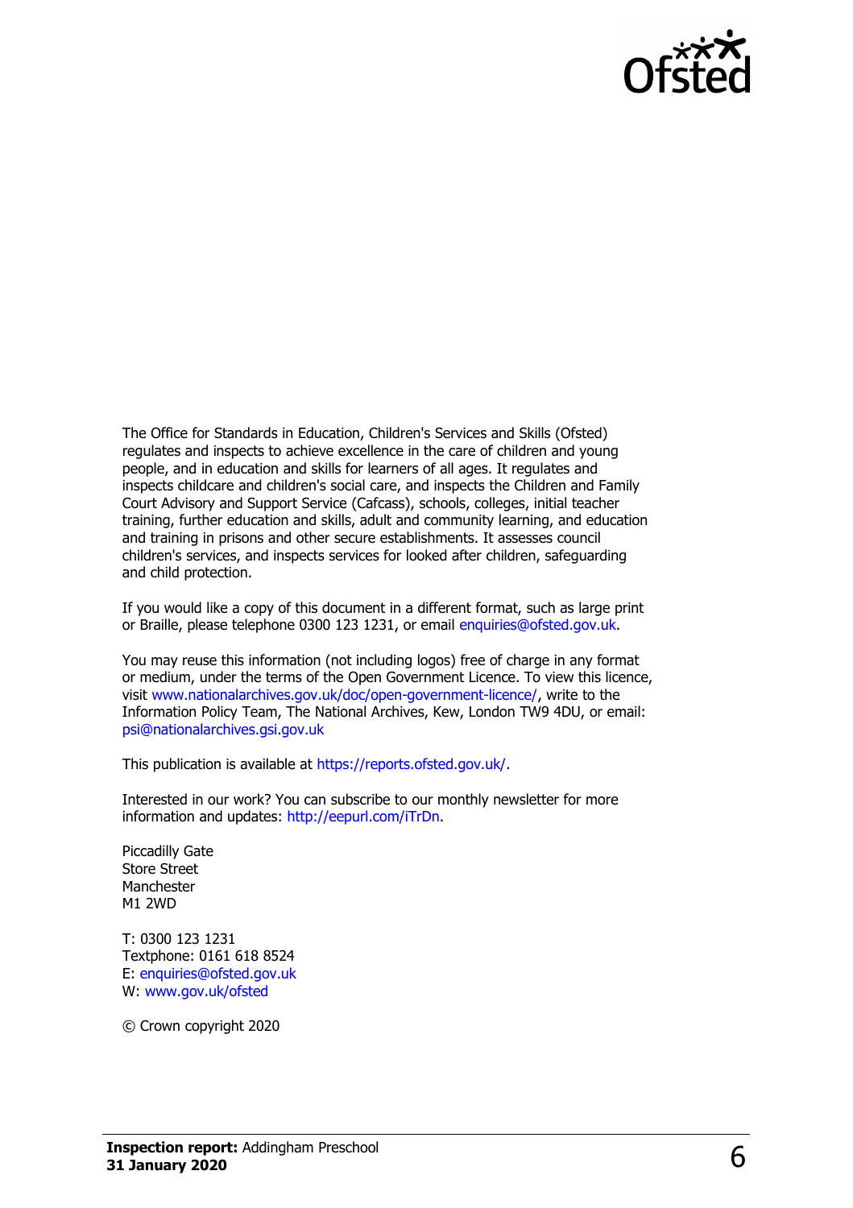The Office for Standards in Education, Children's Services and Skills (Ofsted) regulates and inspects to achieve excellence in the care of children and young people, and in education and skills for learners of all ages. It regulates and inspects childcare and children's social care, and inspects the Children and Family Court Advisory and Support Service (Cafcass), schools, colleges, initial teacher training, further education and skills, adult and community learning, and education and training in prisons and other secure establishments. It assesses council children's services, and inspects services for looked after children, safeguarding and child protection.

If you would like a copy of this document in a different format, such as large print or Braille, please telephone 0300 123 1231, or email enquiries@ofsted.gov.uk.

You may reuse this information (not including logos) free of charge in any format or medium, under the terms of the Open Government Licence. To view this licence, visit www.nationalarchives.gov.uk/doc/open-government-licence/, write to the Information Policy Team, The National Archives, Kew, London TW9 4DU, or email: psi@nationalarchives.gsi.gov.uk

This publication is available at https://reports.ofsted.gov.uk/.

Interested in our work? You can subscribe to our monthly newsletter for more information and updates: http://eepurl.com/iTrDn.

Piccadilly Gate
Store Street
Manchester
M1 2WD

T: 0300 123 1231
Textphone: 0161 618 8524
E: enquiries@ofsted.gov.uk
W: www.gov.uk/ofsted

© Crown copyright 2020